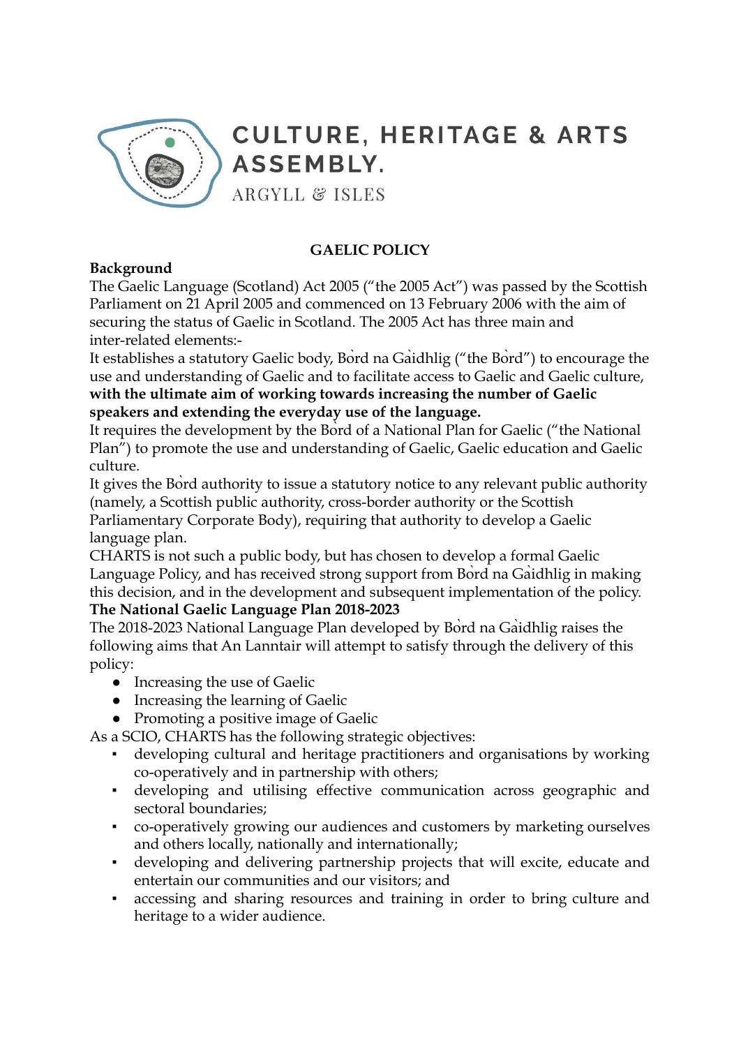# CULTURE, HERITAGE & ARTS ASSEMBLY.

ARGYLL & ISLES

## GAELIC POLICY

### Background

The Gaelic Language (Scotland) Act 2005 ("the 2005 Act") was passed by the Scottish Parliament on 21 April 2005 and commenced on 13 February 2006 with the aim of securing the status of Gaelic in Scotland. The 2005 Act has three main and inter-related elements:-

It establishes a statutory Gaelic body, Bòrd na Gàidhlig ("the Bòrd") to encourage the use and understanding of Gaelic and to facilitate access to Gaelic and Gaelic culture, **with the ultimate aim of working towards increasing the number of Gaelic speakers and extending the everyday use of the language.**

It requires the development by the Bòrd of a National Plan for Gaelic ("the National Plan") to promote the use and understanding of Gaelic, Gaelic education and Gaelic culture.

It gives the Bòrd authority to issue a statutory notice to any relevant public authority (namely, a Scottish public authority, cross-border authority or the Scottish Parliamentary Corporate Body), requiring that authority to develop a Gaelic language plan.

CHARTS is not such a public body, but has chosen to develop a formal Gaelic Language Policy, and has received strong support from Bòrd na Gàidhlig in making this decision, and in the development and subsequent implementation of the policy.

### The National Gaelic Language Plan 2018-2023

The 2018-2023 National Language Plan developed by Bòrd na Gàidhlig raises the following aims that An Lanntair will attempt to satisfy through the delivery of this policy:

- Increasing the use of Gaelic
- Increasing the learning of Gaelic
- Promoting a positive image of Gaelic

As a SCIO, CHARTS has the following strategic objectives:

- developing cultural and heritage practitioners and organisations by working co-operatively and in partnership with others;
- developing and utilising effective communication across geographic and sectoral boundaries;
- co-operatively growing our audiences and customers by marketing ourselves and others locally, nationally and internationally;
- developing and delivering partnership projects that will excite, educate and entertain our communities and our visitors; and
- accessing and sharing resources and training in order to bring culture and heritage to a wider audience.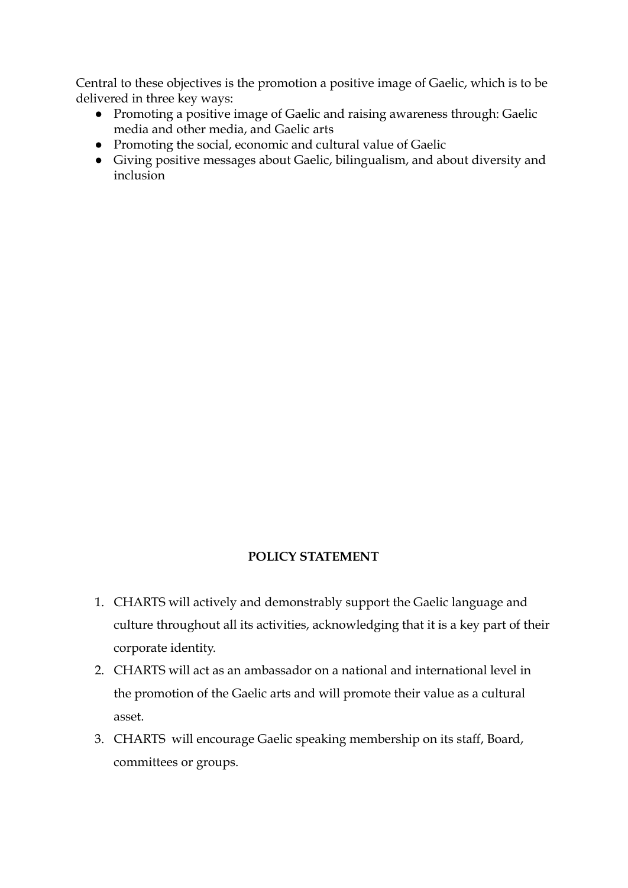Central to these objectives is the promotion a positive image of Gaelic, which is to be delivered in three key ways:

- Promoting a positive image of Gaelic and raising awareness through: Gaelic media and other media, and Gaelic arts
- Promoting the social, economic and cultural value of Gaelic
- Giving positive messages about Gaelic, bilingualism, and about diversity and inclusion

**POLICY STATEMENT**

1. CHARTS will actively and demonstrably support the Gaelic language and culture throughout all its activities, acknowledging that it is a key part of their corporate identity.
2. CHARTS will act as an ambassador on a national and international level in the promotion of the Gaelic arts and will promote their value as a cultural asset.
3. CHARTS will encourage Gaelic speaking membership on its staff, Board, committees or groups.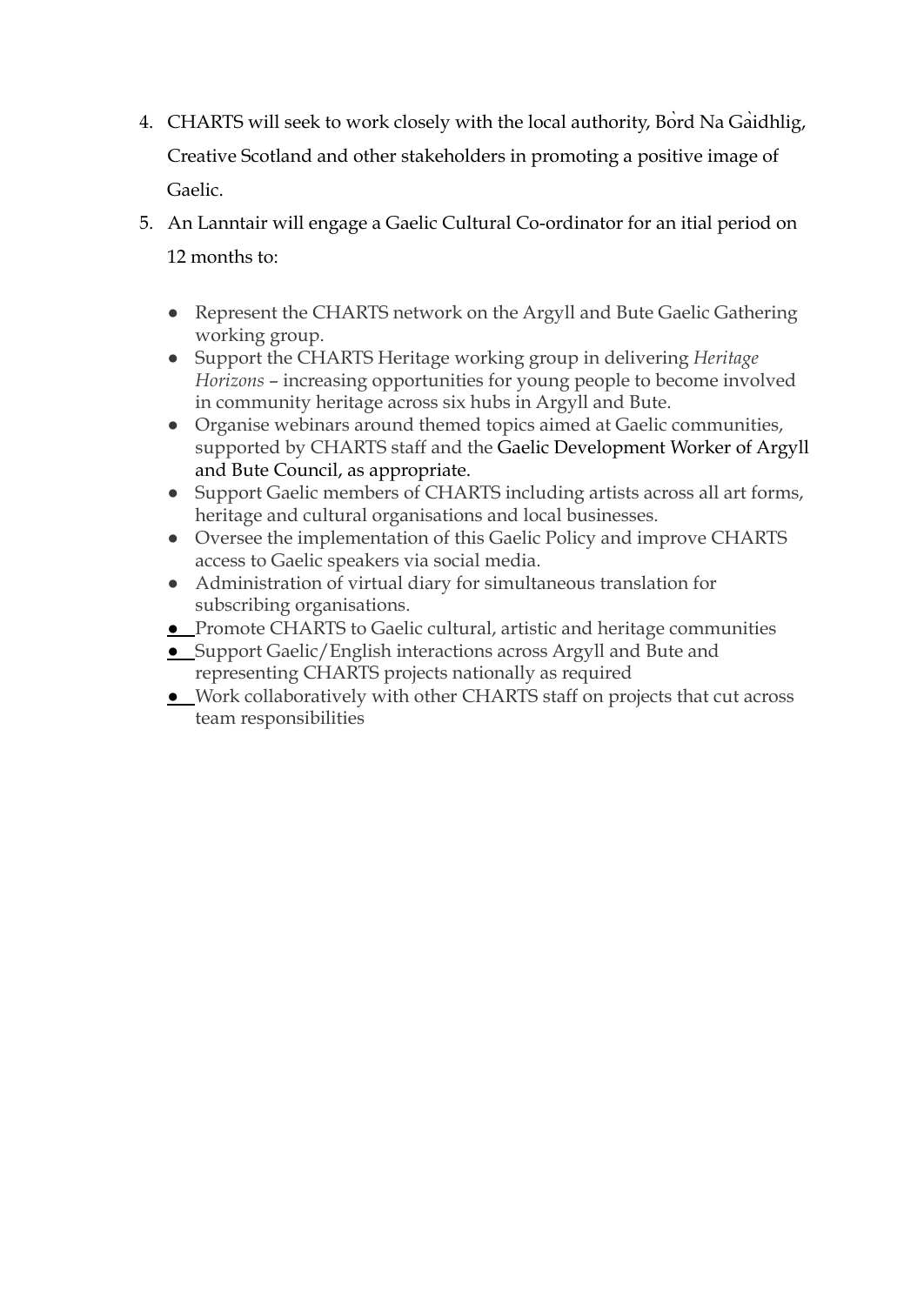4. CHARTS will seek to work closely with the local authority, Bòrd Na Gàidhlig, Creative Scotland and other stakeholders in promoting a positive image of Gaelic.
5. An Lanntair will engage a Gaelic Cultural Co-ordinator for an itial period on 12 months to:

   - Represent the CHARTS network on the Argyll and Bute Gaelic Gathering working group.
   - Support the CHARTS Heritage working group in delivering *Heritage Horizons* – increasing opportunities for young people to become involved in community heritage across six hubs in Argyll and Bute.
   - Organise webinars around themed topics aimed at Gaelic communities, supported by CHARTS staff and the Gaelic Development Worker of Argyll and Bute Council, as appropriate.
   - Support Gaelic members of CHARTS including artists across all art forms, heritage and cultural organisations and local businesses.
   - Oversee the implementation of this Gaelic Policy and improve CHARTS access to Gaelic speakers via social media.
   - Administration of virtual diary for simultaneous translation for subscribing organisations.
   - Promote CHARTS to Gaelic cultural, artistic and heritage communities
   - Support Gaelic/English interactions across Argyll and Bute and representing CHARTS projects nationally as required
   - Work collaboratively with other CHARTS staff on projects that cut across team responsibilities